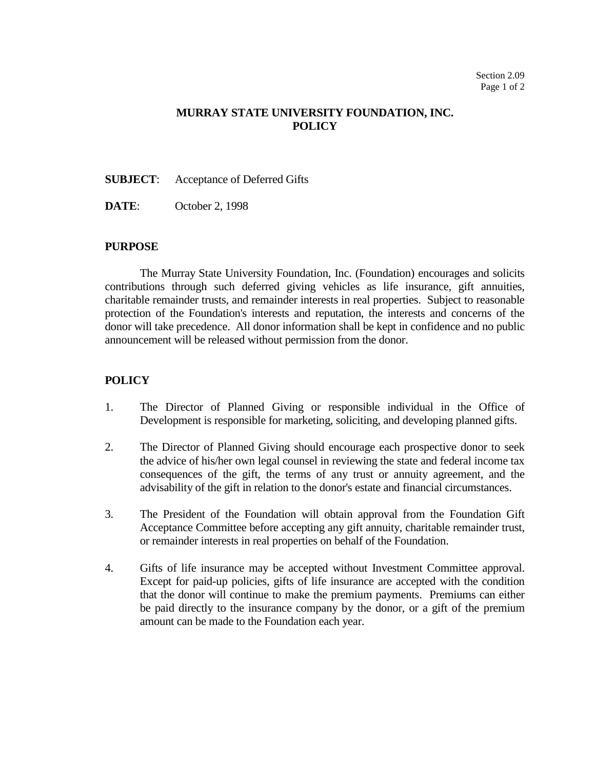# MURRAY STATE UNIVERSITY FOUNDATION, INC.
# POLICY

**SUBJECT**: Acceptance of Deferred Gifts

**DATE**: October 2, 1998

## PURPOSE

The Murray State University Foundation, Inc. (Foundation) encourages and solicits contributions through such deferred giving vehicles as life insurance, gift annuities, charitable remainder trusts, and remainder interests in real properties. Subject to reasonable protection of the Foundation's interests and reputation, the interests and concerns of the donor will take precedence. All donor information shall be kept in confidence and no public announcement will be released without permission from the donor.

## POLICY

1. The Director of Planned Giving or responsible individual in the Office of Development is responsible for marketing, soliciting, and developing planned gifts.

2. The Director of Planned Giving should encourage each prospective donor to seek the advice of his/her own legal counsel in reviewing the state and federal income tax consequences of the gift, the terms of any trust or annuity agreement, and the advisability of the gift in relation to the donor's estate and financial circumstances.

3. The President of the Foundation will obtain approval from the Foundation Gift Acceptance Committee before accepting any gift annuity, charitable remainder trust, or remainder interests in real properties on behalf of the Foundation.

4. Gifts of life insurance may be accepted without Investment Committee approval. Except for paid-up policies, gifts of life insurance are accepted with the condition that the donor will continue to make the premium payments. Premiums can either be paid directly to the insurance company by the donor, or a gift of the premium amount can be made to the Foundation each year.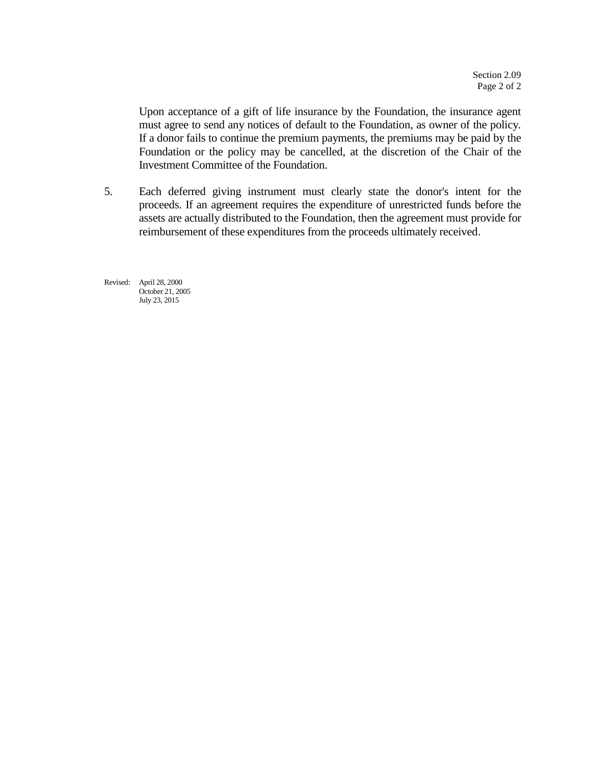Upon acceptance of a gift of life insurance by the Foundation, the insurance agent must agree to send any notices of default to the Foundation, as owner of the policy. If a donor fails to continue the premium payments, the premiums may be paid by the Foundation or the policy may be cancelled, at the discretion of the Chair of the Investment Committee of the Foundation.

5. Each deferred giving instrument must clearly state the donor's intent for the proceeds. If an agreement requires the expenditure of unrestricted funds before the assets are actually distributed to the Foundation, then the agreement must provide for reimbursement of these expenditures from the proceeds ultimately received.

Revised: April 28, 2000
October 21, 2005
July 23, 2015